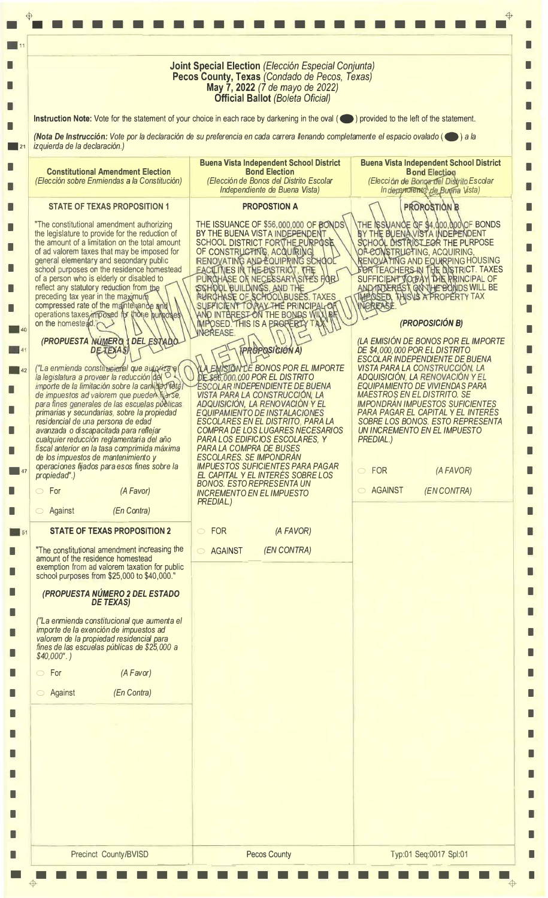# Joint Special Election *(Elección Especial Conjunta)*
## Pecos County, Texas *(Condado de Pecos, Texas)*
### May 7, 2022 *(7 de mayo de 2022)*
### Official Ballot *(Boleta Oficial)*

**Instruction Note:** Vote for the statement of your choice in each race by darkening in the oval (⬬) provided to the left of the statement.

***(Nota De Instrucción:** Vote por la declaración de su preferencia en cada carrera llenando completamente el espacio ovalado (⬬) a la izquierda de la declaración.)*

SAMPLE BALLOT / BOLETA DE MUESTRA

## Constitutional Amendment Election
*(Elección sobre Enmiendas a la Constitución)*

### STATE OF TEXAS PROPOSITION 1

"The constitutional amendment authorizing the legislature to provide for the reduction of the amount of a limitation on the total amount of ad valorem taxes that may be imposed for general elementary and secondary public school purposes on the residence homestead of a person who is elderly or disabled to reflect any statutory reduction from the preceding tax year in the maximum compressed rate of the maintenance and operations taxes imposed for those purposes on the homestead."

***(PROPUESTA NÚMERO 1 DEL ESTADO DE TEXAS)***

*("La enmienda constitucional que autoriza a la legislatura a proveer la reducción del importe de la limitación sobre la cantidad total de impuestos ad valorem que pueden fijarse, para fines generales de las escuelas públicas primarias y secundarias, sobre la propiedad residencial de una persona de edad avanzada o discapacitada para reflejar cualquier reducción reglamentaria del año fiscal anterior en la tasa comprimida máxima de los impuestos de mantenimiento y operaciones fijados para esos fines sobre la propiedad".)*

- ○ For *(A Favor)*
- ○ Against *(En Contra)*

### STATE OF TEXAS PROPOSITION 2

"The constitutional amendment increasing the amount of the residence homestead exemption from ad valorem taxation for public school purposes from $25,000 to $40,000."

***(PROPUESTA NÚMERO 2 DEL ESTADO DE TEXAS)***

*("La enmienda constitucional que aumenta el importe de la exención de impuestos ad valorem de la propiedad residencial para fines de las escuelas públicas de $25,000 a $40,000".)*

- ○ For *(A Favor)*
- ○ Against *(En Contra)*

## Buena Vista Independent School District Bond Election
*(Elección de Bonos del Distrito Escolar Independiente de Buena Vista)*

### PROPOSTION A

THE ISSUANCE OF $56,000,000 OF BONDS BY THE BUENA VISTA INDEPENDENT SCHOOL DISTRICT FOR THE PURPOSE OF CONSTRUCTING, ACQUIRING, RENOVATING AND EQUIPPING SCHOOL FACILITIES IN THE DISTRICT, THE PURCHASE OF NECESSARY SITES FOR SCHOOL BUILDINGS, AND THE PURCHASE OF SCHOOL BUSES. TAXES SUFFICIENT TO PAY THE PRINCIPAL OF AND INTEREST ON THE BONDS WILL BE IMPOSED. THIS IS A PROPERTY TAX INCREASE.

***(PROPOSICIÓN A)***

*(LA EMISIÓN DE BONOS POR EL IMPORTE DE $56,000,000 POR EL DISTRITO ESCOLAR INDEPENDIENTE DE BUENA VISTA PARA LA CONSTRUCCIÓN, LA ADQUISICIÓN, LA RENOVACIÓN Y EL EQUIPAMIENTO DE INSTALACIONES ESCOLARES EN EL DISTRITO, PARA LA COMPRA DE LOS LUGARES NECESARIOS PARA LOS EDIFICIOS ESCOLARES, Y PARA LA COMPRA DE BUSES ESCOLARES. SE IMPONDRÁN IMPUESTOS SUFICIENTES PARA PAGAR EL CAPITAL Y EL INTERÉS SOBRE LOS BONOS. ESTO REPRESENTA UN INCREMENTO EN EL IMPUESTO PREDIAL.)*

- ○ FOR *(A FAVOR)*
- ○ AGAINST *(EN CONTRA)*

## Buena Vista Independent School District Bond Election
*(Elección de Bonos del Distrito Escolar Independiente de Buena Vista)*

### PROPOSTION B

THE ISSUANCE OF $4,000,000 OF BONDS BY THE BUENA VISTA INDEPENDENT SCHOOL DISTRICT FOR THE PURPOSE OF CONSTRUCTING, ACQUIRING, RENOVATING AND EQUIPPING HOUSING FOR TEACHERS IN THE DISTRICT. TAXES SUFFICIENT TO PAY THE PRINCIPAL OF AND INTEREST ON THE BONDS WILL BE IMPOSED. THIS IS A PROPERTY TAX INCREASE.

***(PROPOSICIÓN B)***

*(LA EMISIÓN DE BONOS POR EL IMPORTE DE $4,000,000 POR EL DISTRITO ESCOLAR INDEPENDIENTE DE BUENA VISTA PARA LA CONSTRUCCIÓN, LA ADQUISICIÓN, LA RENOVACIÓN Y EL EQUIPAMIENTO DE VIVIENDAS PARA MAESTROS EN EL DISTRITO. SE IMPONDRÁN IMPUESTOS SUFICIENTES PARA PAGAR EL CAPITAL Y EL INTERÉS SOBRE LOS BONOS. ESTO REPRESENTA UN INCREMENTO EN EL IMPUESTO PREDIAL.)*

- ○ FOR *(A FAVOR)*
- ○ AGAINST *(EN CONTRA)*

Precinct County/BVISD | Pecos County | Typ:01 Seq:0017 Spl:01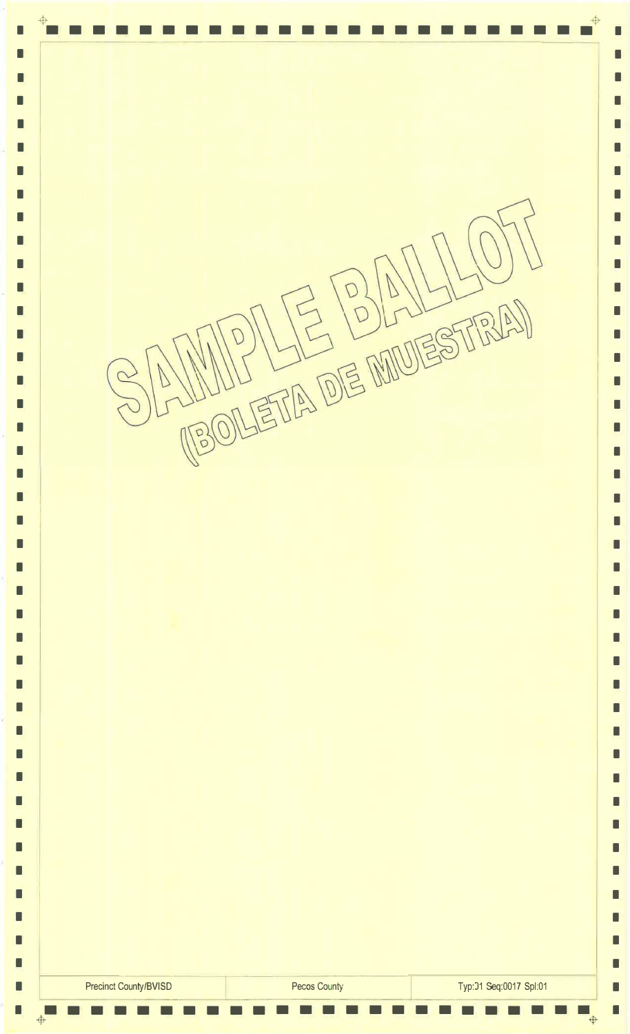SAMPLE BALLOT
(BOLETA DE MUESTRA)

| Precinct County/BVISD | Pecos County | Typ:01 Seq:0017 Spl:01 |
|---|---|---|